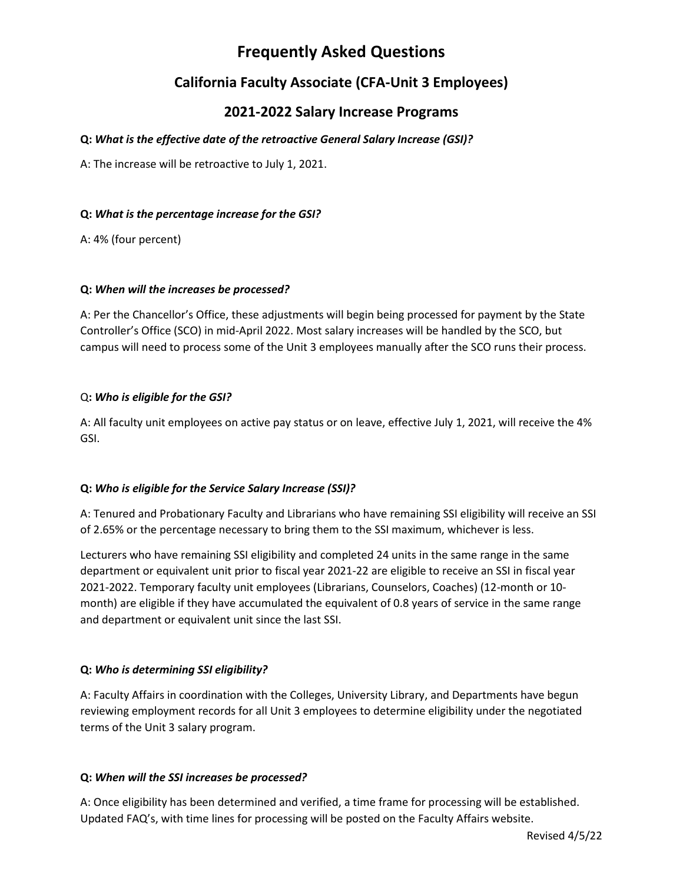# Frequently Asked Questions

## California Faculty Associate (CFA-Unit 3 Employees)

## 2021-2022 Salary Increase Programs

**Q:** ***What is the effective date of the retroactive General Salary Increase (GSI)?***

A: The increase will be retroactive to July 1, 2021.

**Q:** ***What is the percentage increase for the GSI?***

A: 4% (four percent)

**Q:** ***When will the increases be processed?***

A: Per the Chancellor's Office, these adjustments will begin being processed for payment by the State Controller's Office (SCO) in mid-April 2022. Most salary increases will be handled by the SCO, but campus will need to process some of the Unit 3 employees manually after the SCO runs their process.

Q**:** ***Who is eligible for the GSI?***

A: All faculty unit employees on active pay status or on leave, effective July 1, 2021, will receive the 4% GSI.

**Q:** ***Who is eligible for the Service Salary Increase (SSI)?***

A: Tenured and Probationary Faculty and Librarians who have remaining SSI eligibility will receive an SSI of 2.65% or the percentage necessary to bring them to the SSI maximum, whichever is less.

Lecturers who have remaining SSI eligibility and completed 24 units in the same range in the same department or equivalent unit prior to fiscal year 2021-22 are eligible to receive an SSI in fiscal year 2021-2022. Temporary faculty unit employees (Librarians, Counselors, Coaches) (12-month or 10-month) are eligible if they have accumulated the equivalent of 0.8 years of service in the same range and department or equivalent unit since the last SSI.

**Q:** ***Who is determining SSI eligibility?***

A: Faculty Affairs in coordination with the Colleges, University Library, and Departments have begun reviewing employment records for all Unit 3 employees to determine eligibility under the negotiated terms of the Unit 3 salary program.

**Q:** ***When will the SSI increases be processed?***

A: Once eligibility has been determined and verified, a time frame for processing will be established. Updated FAQ's, with time lines for processing will be posted on the Faculty Affairs website.

Revised 4/5/22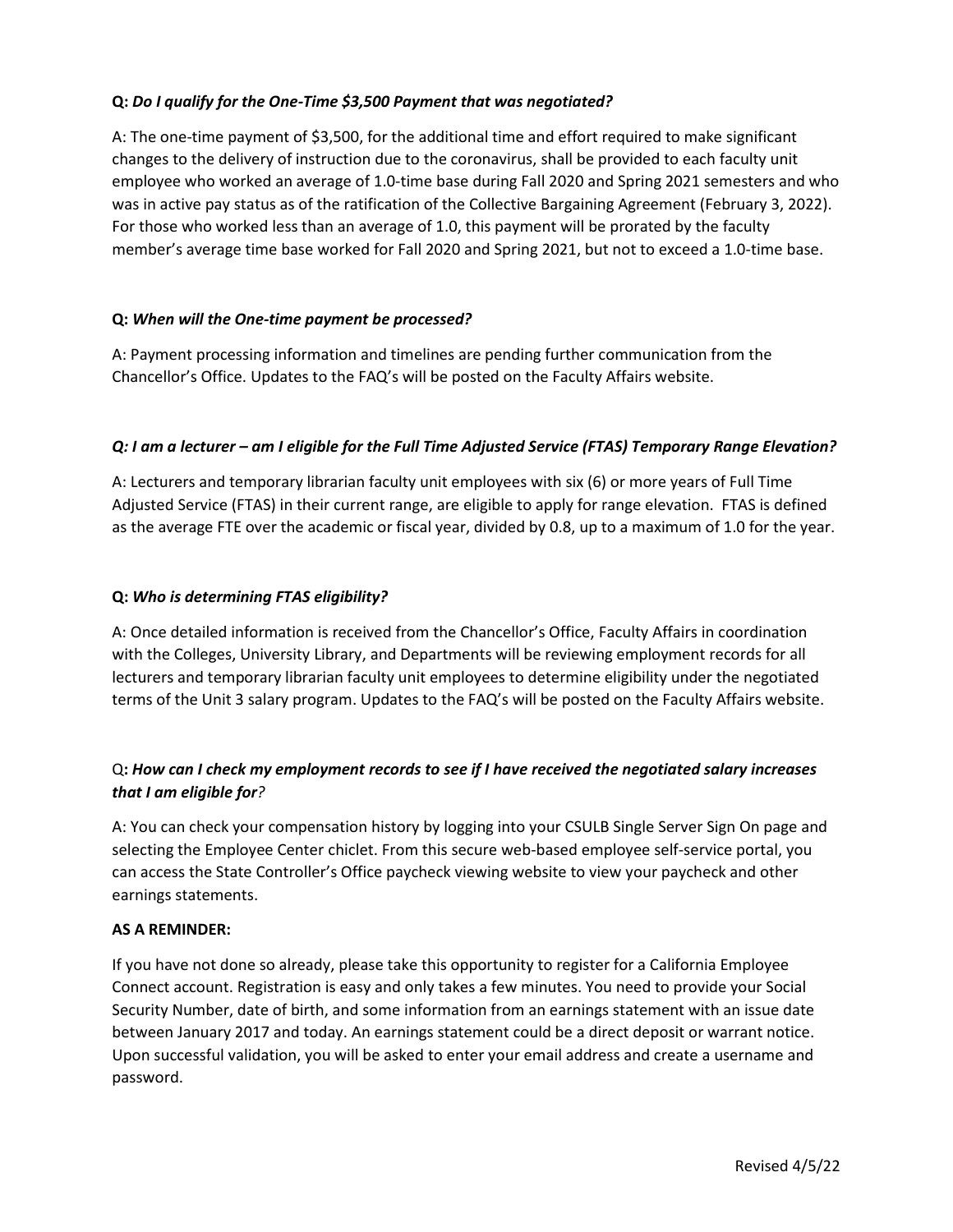**Q:** ***Do I qualify for the One-Time $3,500 Payment that was negotiated?***

A: The one-time payment of $3,500, for the additional time and effort required to make significant changes to the delivery of instruction due to the coronavirus, shall be provided to each faculty unit employee who worked an average of 1.0-time base during Fall 2020 and Spring 2021 semesters and who was in active pay status as of the ratification of the Collective Bargaining Agreement (February 3, 2022). For those who worked less than an average of 1.0, this payment will be prorated by the faculty member's average time base worked for Fall 2020 and Spring 2021, but not to exceed a 1.0-time base.

**Q:** ***When will the One-time payment be processed?***

A: Payment processing information and timelines are pending further communication from the Chancellor's Office. Updates to the FAQ's will be posted on the Faculty Affairs website.

***Q: I am a lecturer – am I eligible for the Full Time Adjusted Service (FTAS) Temporary Range Elevation?***

A: Lecturers and temporary librarian faculty unit employees with six (6) or more years of Full Time Adjusted Service (FTAS) in their current range, are eligible to apply for range elevation. FTAS is defined as the average FTE over the academic or fiscal year, divided by 0.8, up to a maximum of 1.0 for the year.

**Q:** ***Who is determining FTAS eligibility?***

A: Once detailed information is received from the Chancellor's Office, Faculty Affairs in coordination with the Colleges, University Library, and Departments will be reviewing employment records for all lecturers and temporary librarian faculty unit employees to determine eligibility under the negotiated terms of the Unit 3 salary program. Updates to the FAQ's will be posted on the Faculty Affairs website.

Q**:** ***How can I check my employment records to see if I have received the negotiated salary increases that I am eligible for?***

A: You can check your compensation history by logging into your CSULB Single Server Sign On page and selecting the Employee Center chiclet. From this secure web-based employee self-service portal, you can access the State Controller's Office paycheck viewing website to view your paycheck and other earnings statements.

**AS A REMINDER:**

If you have not done so already, please take this opportunity to register for a California Employee Connect account. Registration is easy and only takes a few minutes. You need to provide your Social Security Number, date of birth, and some information from an earnings statement with an issue date between January 2017 and today. An earnings statement could be a direct deposit or warrant notice. Upon successful validation, you will be asked to enter your email address and create a username and password.

Revised 4/5/22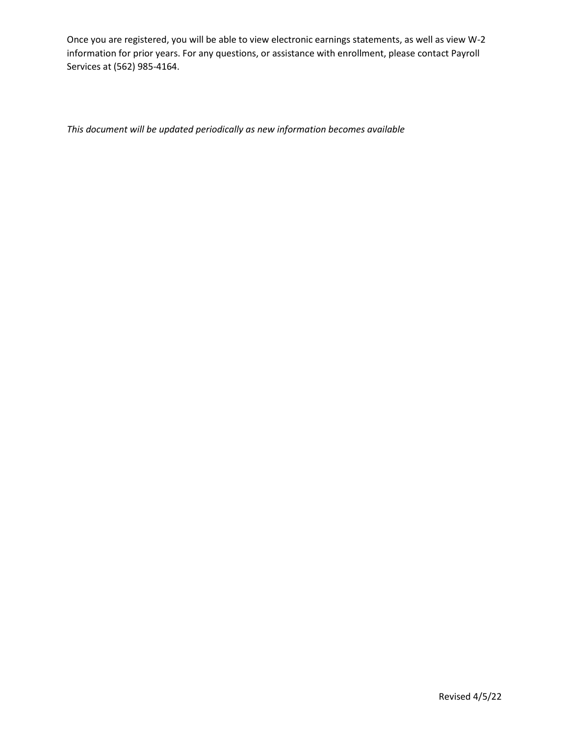Once you are registered, you will be able to view electronic earnings statements, as well as view W-2 information for prior years. For any questions, or assistance with enrollment, please contact Payroll Services at (562) 985-4164.

*This document will be updated periodically as new information becomes available*

Revised 4/5/22